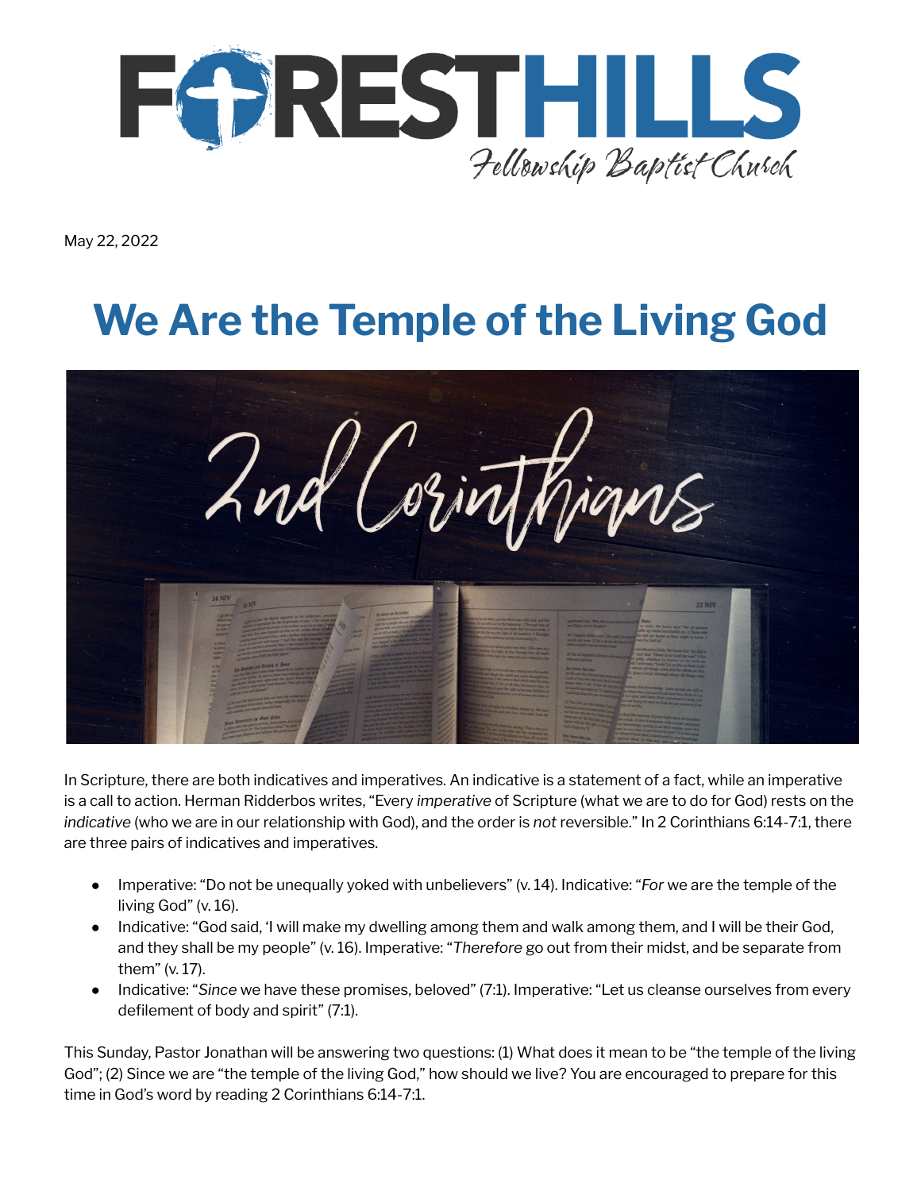FORESTHILLS

Fellowship Baptist Church

May 22, 2022

# We Are the Temple of the Living God

2nd Corinthians

In Scripture, there are both indicatives and imperatives. An indicative is a statement of a fact, while an imperative is a call to action. Herman Ridderbos writes, "Every *imperative* of Scripture (what we are to do for God) rests on the *indicative* (who we are in our relationship with God), and the order is *not* reversible." In 2 Corinthians 6:14-7:1, there are three pairs of indicatives and imperatives.

- Imperative: "Do not be unequally yoked with unbelievers" (v. 14). Indicative: "*For* we are the temple of the living God" (v. 16).
- Indicative: "God said, 'I will make my dwelling among them and walk among them, and I will be their God, and they shall be my people" (v. 16). Imperative: "*Therefore* go out from their midst, and be separate from them" (v. 17).
- Indicative: "*Since* we have these promises, beloved" (7:1). Imperative: "Let us cleanse ourselves from every defilement of body and spirit" (7:1).

This Sunday, Pastor Jonathan will be answering two questions: (1) What does it mean to be "the temple of the living God"; (2) Since we are "the temple of the living God," how should we live? You are encouraged to prepare for this time in God's word by reading 2 Corinthians 6:14-7:1.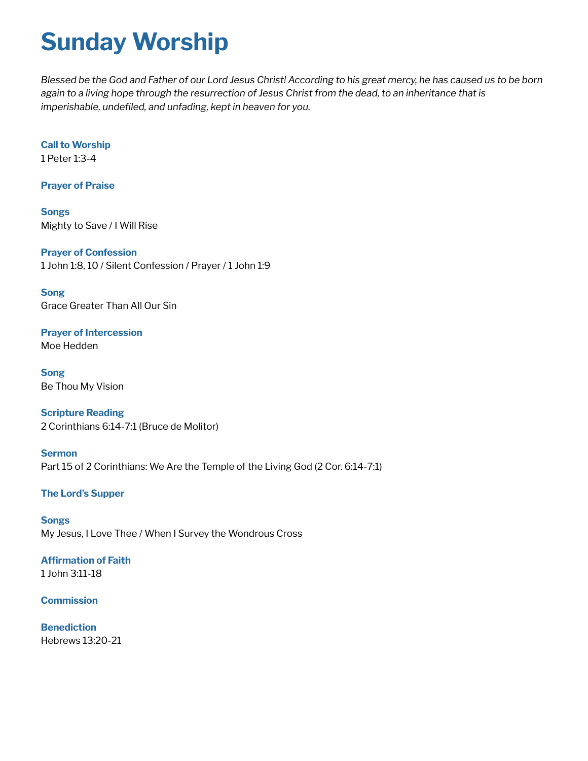# Sunday Worship

*Blessed be the God and Father of our Lord Jesus Christ! According to his great mercy, he has caused us to be born again to a living hope through the resurrection of Jesus Christ from the dead, to an inheritance that is imperishable, undefiled, and unfading, kept in heaven for you.*

**Call to Worship**
1 Peter 1:3-4

**Prayer of Praise**

**Songs**
Mighty to Save / I Will Rise

**Prayer of Confession**
1 John 1:8, 10 / Silent Confession / Prayer / 1 John 1:9

**Song**
Grace Greater Than All Our Sin

**Prayer of Intercession**
Moe Hedden

**Song**
Be Thou My Vision

**Scripture Reading**
2 Corinthians 6:14-7:1 (Bruce de Molitor)

**Sermon**
Part 15 of 2 Corinthians: We Are the Temple of the Living God (2 Cor. 6:14-7:1)

**The Lord's Supper**

**Songs**
My Jesus, I Love Thee / When I Survey the Wondrous Cross

**Affirmation of Faith**
1 John 3:11-18

**Commission**

**Benediction**
Hebrews 13:20-21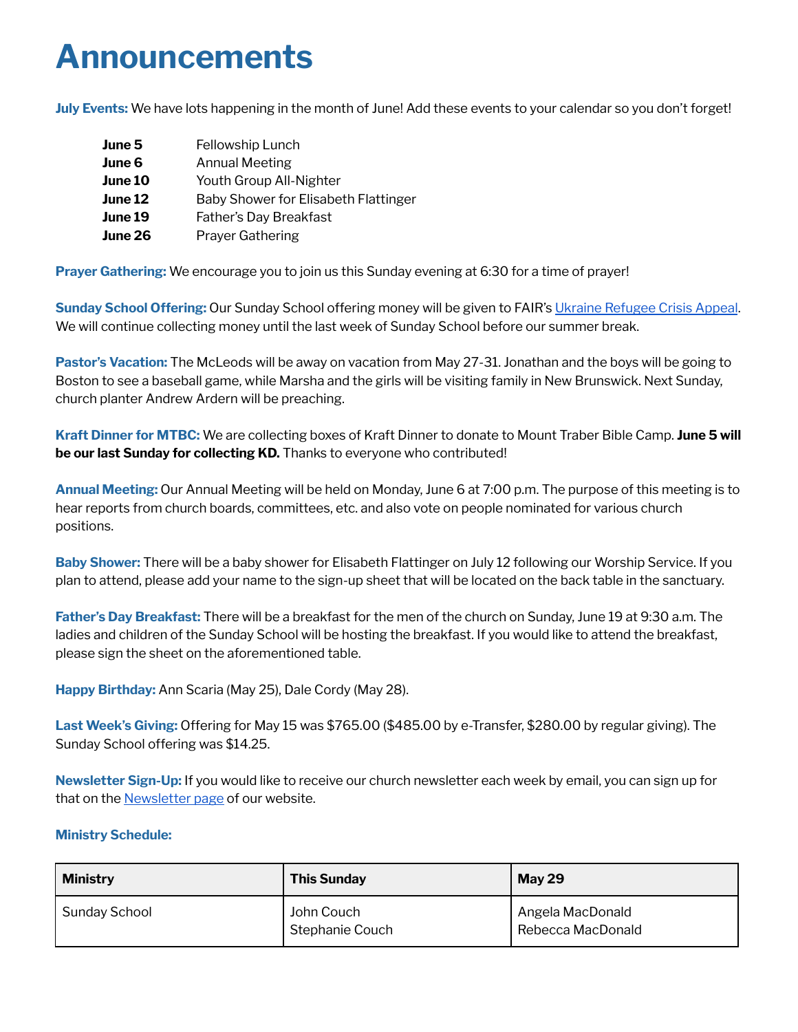# Announcements

**July Events:** We have lots happening in the month of June! Add these events to your calendar so you don't forget!

| | |
|---|---|
| **June 5** | Fellowship Lunch |
| **June 6** | Annual Meeting |
| **June 10** | Youth Group All-Nighter |
| **June 12** | Baby Shower for Elisabeth Flattinger |
| **June 19** | Father's Day Breakfast |
| **June 26** | Prayer Gathering |

**Prayer Gathering:** We encourage you to join us this Sunday evening at 6:30 for a time of prayer!

**Sunday School Offering:** Our Sunday School offering money will be given to FAIR's [Ukraine Refugee Crisis Appeal](). We will continue collecting money until the last week of Sunday School before our summer break.

**Pastor's Vacation:** The McLeods will be away on vacation from May 27-31. Jonathan and the boys will be going to Boston to see a baseball game, while Marsha and the girls will be visiting family in New Brunswick. Next Sunday, church planter Andrew Ardern will be preaching.

**Kraft Dinner for MTBC:** We are collecting boxes of Kraft Dinner to donate to Mount Traber Bible Camp. **June 5 will be our last Sunday for collecting KD.** Thanks to everyone who contributed!

**Annual Meeting:** Our Annual Meeting will be held on Monday, June 6 at 7:00 p.m. The purpose of this meeting is to hear reports from church boards, committees, etc. and also vote on people nominated for various church positions.

**Baby Shower:** There will be a baby shower for Elisabeth Flattinger on July 12 following our Worship Service. If you plan to attend, please add your name to the sign-up sheet that will be located on the back table in the sanctuary.

**Father's Day Breakfast:** There will be a breakfast for the men of the church on Sunday, June 19 at 9:30 a.m. The ladies and children of the Sunday School will be hosting the breakfast. If you would like to attend the breakfast, please sign the sheet on the aforementioned table.

**Happy Birthday:** Ann Scaria (May 25), Dale Cordy (May 28).

**Last Week's Giving:** Offering for May 15 was $765.00 ($485.00 by e-Transfer, $280.00 by regular giving). The Sunday School offering was $14.25.

**Newsletter Sign-Up:** If you would like to receive our church newsletter each week by email, you can sign up for that on the [Newsletter page]() of our website.

**Ministry Schedule:**

| Ministry | This Sunday | May 29 |
|---|---|---|
| Sunday School | John Couch<br>Stephanie Couch | Angela MacDonald<br>Rebecca MacDonald |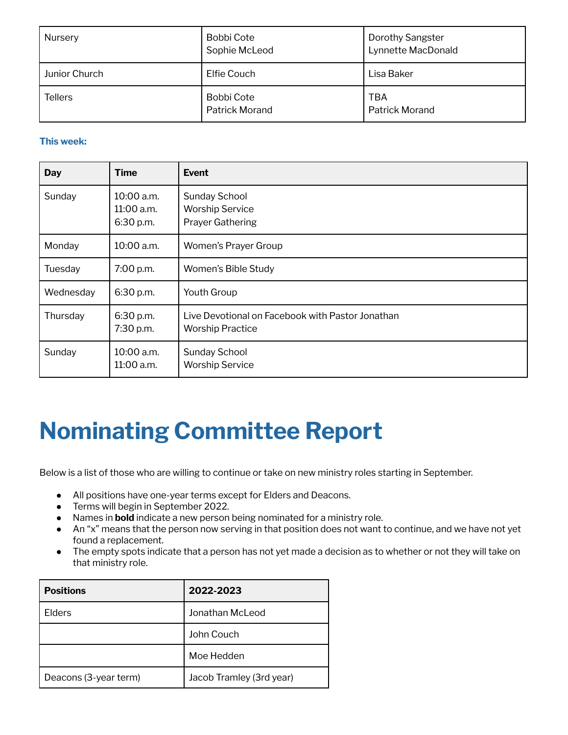| Nursery | Bobbi Cote<br>Sophie McLeod | Dorothy Sangster<br>Lynnette MacDonald |
|---|---|---|
| Junior Church | Elfie Couch | Lisa Baker |
| Tellers | Bobbi Cote<br>Patrick Morand | TBA<br>Patrick Morand |

**This week:**

| Day | Time | Event |
|---|---|---|
| Sunday | 10:00 a.m.<br>11:00 a.m.<br>6:30 p.m. | Sunday School<br>Worship Service<br>Prayer Gathering |
| Monday | 10:00 a.m. | Women's Prayer Group |
| Tuesday | 7:00 p.m. | Women's Bible Study |
| Wednesday | 6:30 p.m. | Youth Group |
| Thursday | 6:30 p.m.<br>7:30 p.m. | Live Devotional on Facebook with Pastor Jonathan<br>Worship Practice |
| Sunday | 10:00 a.m.<br>11:00 a.m. | Sunday School<br>Worship Service |

# Nominating Committee Report

Below is a list of those who are willing to continue or take on new ministry roles starting in September.

- All positions have one-year terms except for Elders and Deacons.
- Terms will begin in September 2022.
- Names in **bold** indicate a new person being nominated for a ministry role.
- An "x" means that the person now serving in that position does not want to continue, and we have not yet found a replacement.
- The empty spots indicate that a person has not yet made a decision as to whether or not they will take on that ministry role.

| Positions | 2022-2023 |
|---|---|
| Elders | Jonathan McLeod |
| | John Couch |
| | Moe Hedden |
| Deacons (3-year term) | Jacob Tramley (3rd year) |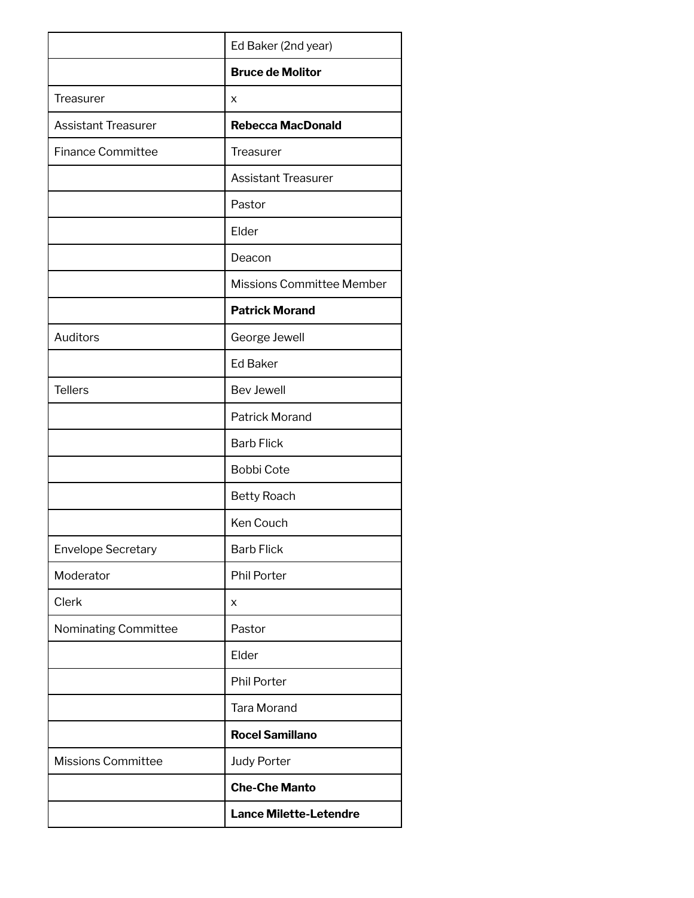| | |
|---|---|
| | Ed Baker (2nd year) |
| | **Bruce de Molitor** |
| Treasurer | x |
| Assistant Treasurer | **Rebecca MacDonald** |
| Finance Committee | Treasurer |
| | Assistant Treasurer |
| | Pastor |
| | Elder |
| | Deacon |
| | Missions Committee Member |
| | **Patrick Morand** |
| Auditors | George Jewell |
| | Ed Baker |
| Tellers | Bev Jewell |
| | Patrick Morand |
| | Barb Flick |
| | Bobbi Cote |
| | Betty Roach |
| | Ken Couch |
| Envelope Secretary | Barb Flick |
| Moderator | Phil Porter |
| Clerk | x |
| Nominating Committee | Pastor |
| | Elder |
| | Phil Porter |
| | Tara Morand |
| | **Rocel Samillano** |
| Missions Committee | Judy Porter |
| | **Che-Che Manto** |
| | **Lance Milette-Letendre** |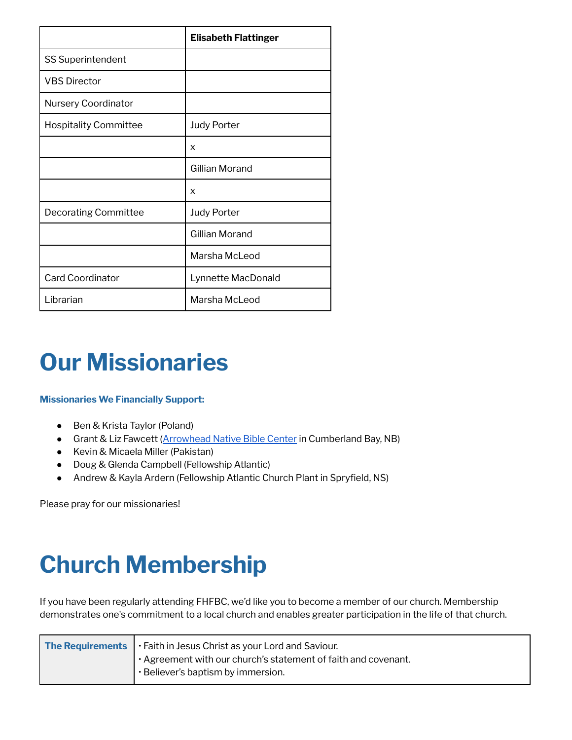| | **Elisabeth Flattinger** |
|---|---|
| SS Superintendent | |
| VBS Director | |
| Nursery Coordinator | |
| Hospitality Committee | Judy Porter |
| | x |
| | Gillian Morand |
| | x |
| Decorating Committee | Judy Porter |
| | Gillian Morand |
| | Marsha McLeod |
| Card Coordinator | Lynnette MacDonald |
| Librarian | Marsha McLeod |

# Our Missionaries

**Missionaries We Financially Support:**

- Ben & Krista Taylor (Poland)
- Grant & Liz Fawcett (Arrowhead Native Bible Center in Cumberland Bay, NB)
- Kevin & Micaela Miller (Pakistan)
- Doug & Glenda Campbell (Fellowship Atlantic)
- Andrew & Kayla Ardern (Fellowship Atlantic Church Plant in Spryfield, NS)

Please pray for our missionaries!

# Church Membership

If you have been regularly attending FHFBC, we'd like you to become a member of our church. Membership demonstrates one's commitment to a local church and enables greater participation in the life of that church.

| **The Requirements** | • Faith in Jesus Christ as your Lord and Saviour.<br>• Agreement with our church's statement of faith and covenant.<br>• Believer's baptism by immersion. |
|---|---|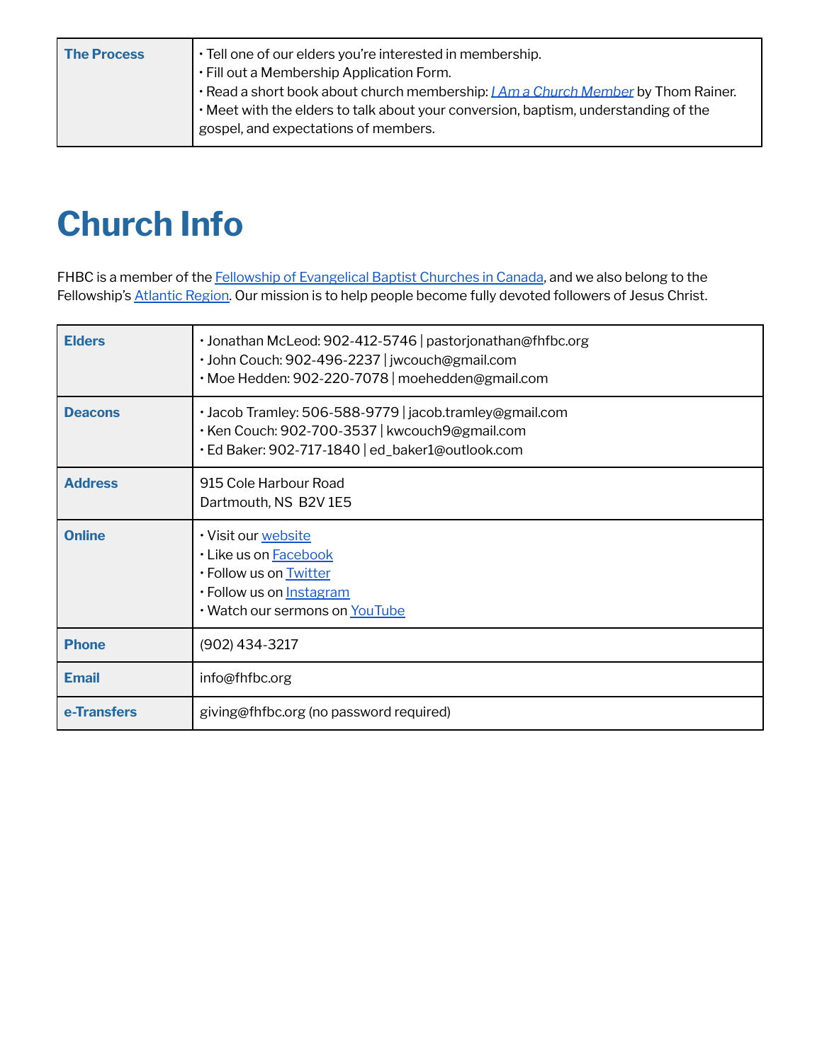| | |
|---|---|
| **The Process** | • Tell one of our elders you're interested in membership.<br>• Fill out a Membership Application Form.<br>• Read a short book about church membership: *I Am a Church Member* by Thom Rainer.<br>• Meet with the elders to talk about your conversion, baptism, understanding of the gospel, and expectations of members. |

# Church Info

FHBC is a member of the Fellowship of Evangelical Baptist Churches in Canada, and we also belong to the Fellowship's Atlantic Region. Our mission is to help people become fully devoted followers of Jesus Christ.

| | |
|---|---|
| **Elders** | • Jonathan McLeod: 902-412-5746 \| pastorjonathan@fhfbc.org<br>• John Couch: 902-496-2237 \| jwcouch@gmail.com<br>• Moe Hedden: 902-220-7078 \| moehedden@gmail.com |
| **Deacons** | • Jacob Tramley: 506-588-9779 \| jacob.tramley@gmail.com<br>• Ken Couch: 902-700-3537 \| kwcouch9@gmail.com<br>• Ed Baker: 902-717-1840 \| ed_baker1@outlook.com |
| **Address** | 915 Cole Harbour Road<br>Dartmouth, NS  B2V 1E5 |
| **Online** | • Visit our website<br>• Like us on Facebook<br>• Follow us on Twitter<br>• Follow us on Instagram<br>• Watch our sermons on YouTube |
| **Phone** | (902) 434-3217 |
| **Email** | info@fhfbc.org |
| **e-Transfers** | giving@fhfbc.org (no password required) |